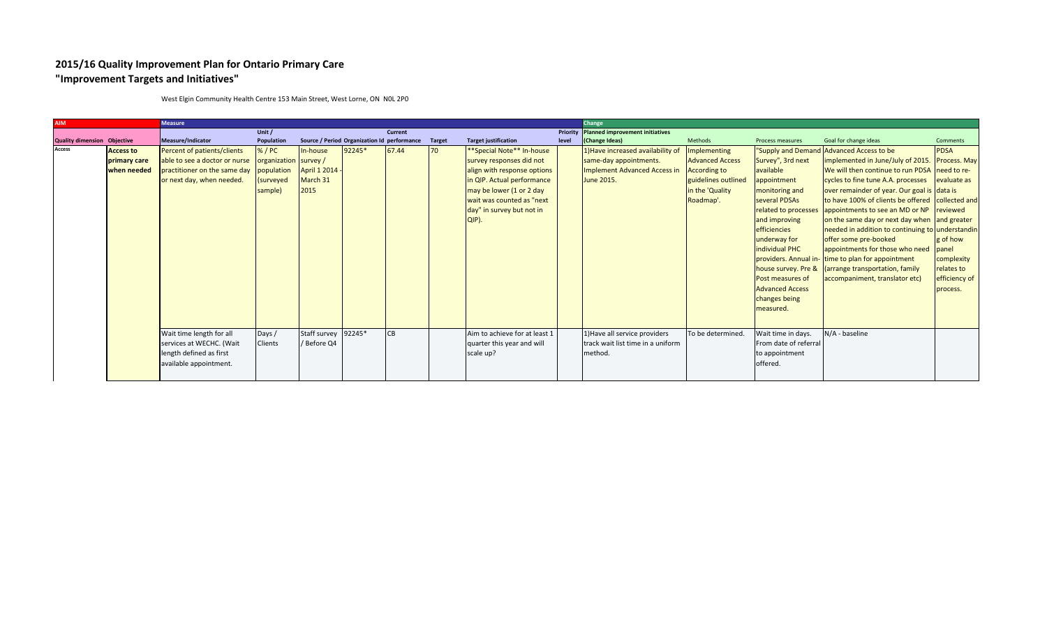## 2015/16 Quality Improvement Plan for Ontario Primary Care
## "Improvement Targets and Initiatives"

West Elgin Community Health Centre 153 Main Street, West Lorne, ON N0L 2P0

| AIM | | Measure | | | | | | | | Change | | | | |
|---|---|---|---|---|---|---|---|---|---|---|---|---|---|---|
| Quality dimension | Objective | Measure/Indicator | Unit / Population | Source / Period | Organization Id | Current performance | Target | Target justification | Priority level | Planned improvement initiatives (Change Ideas) | Methods | Process measures | Goal for change ideas | Comments |
| Access | Access to primary care when needed | Percent of patients/clients able to see a doctor or nurse practitioner on the same day or next day, when needed. | % / PC organization population (surveyed sample) | In-house survey / April 1 2014 - March 31 2015 | 92245* | 67.44 | 70 | **Special Note** In-house survey responses did not align with response options in QIP. Actual performance may be lower (1 or 2 day wait was counted as "next day" in survey but not in QIP). | | 1)Have increased availability of same-day appointments. Implement Advanced Access in June 2015. | Implementing Advanced Access According to guidelines outlined in the 'Quality Roadmap'. | "Supply and Demand Survey", 3rd next available appointment monitoring and several PDSAs related to processes and improving efficiencies underway for individual PHC providers. Annual in-house survey. Pre & Post measures of Advanced Access changes being measured. | Advanced Access to be implemented in June/July of 2015. We will then continue to run PDSA cycles to fine tune A.A. processes over remainder of year. Our goal is to have 100% of clients be offered appointments to see an MD or NP on the same day or next day when needed in addition to continuing to offer some pre-booked appointments for those who need time to plan for appointment (arrange transportation, family accompaniment, translator etc) | PDSA Process. May need to re-evaluate as data is collected and reviewed and greater understanding of how panel complexity relates to efficiency of process. |
| | | Wait time length for all services at WECHC. (Wait length defined as first available appointment. | Days / Clients | Staff survey / Before Q4 | 92245* | CB | | Aim to achieve for at least 1 quarter this year and will scale up? | | 1)Have all service providers track wait list time in a uniform method. | To be determined. | Wait time in days. From date of referral to appointment offered. | N/A - baseline | |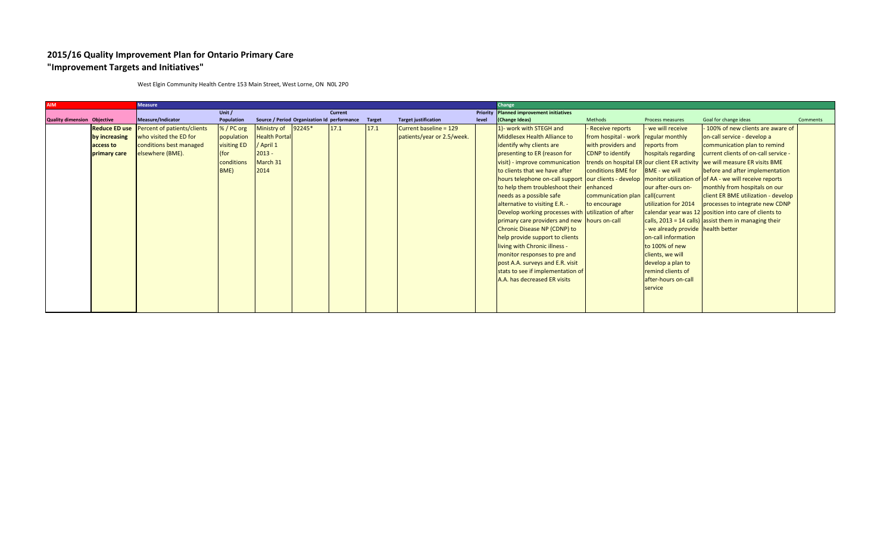## 2015/16 Quality Improvement Plan for Ontario Primary Care
## "Improvement Targets and Initiatives"

West Elgin Community Health Centre 153 Main Street, West Lorne, ON N0L 2P0

| AIM | | Measure | | | | | | | | Change | | | | |
|---|---|---|---|---|---|---|---|---|---|---|---|---|---|---|
| Quality dimension | Objective | Measure/Indicator | Unit / Population | Source / Period | Organization Id | Current performance | Target | Target justification | Priority level | Planned improvement initiatives (Change Ideas) | Methods | Process measures | Goal for change ideas | Comments |
| | Reduce ED use by increasing access to primary care | Percent of patients/clients who visited the ED for conditions best managed elsewhere (BME). | % / PC org population visiting ED (for conditions BME) | Ministry of Health Portal / April 1 2013 - March 31 2014 | 92245* | 17.1 | 17.1 | Current baseline = 129 patients/year or 2.5/week. | | 1)- work with STEGH and Middlesex Health Alliance to identify why clients are presenting to ER (reason for visit) - improve communication to clients that we have after hours telephone on-call support to help them troubleshoot their needs as a possible safe alternative to visiting E.R. - Develop working processes with primary care providers and new Chronic Disease NP (CDNP) to help provide support to clients living with Chronic illness - monitor responses to pre and post A.A. surveys and E.R. visit stats to see if implementation of A.A. has decreased ER visits | - Receive reports from hospital - work with providers and CDNP to identify trends on hospital ER conditions BME for our clients - develop enhanced communication plan to encourage utilization of after hours on-call | - we will receive regular monthly reports from hospitals regarding our client ER activity BME - we will monitor utilization of our after-ours on-call(current utilization for 2014 calendar year was 12 calls, 2013 = 14 calls) - we already provide on-call information to 100% of new clients, we will develop a plan to remind clients of after-hours on-call service | - 100% of new clients are aware of on-call service - develop a communication plan to remind current clients of on-call service - we will measure ER visits BME before and after implementation of AA - we will receive reports monthly from hospitals on our client ER BME utilization - develop processes to integrate new CDNP position into care of clients to assist them in managing their health better | |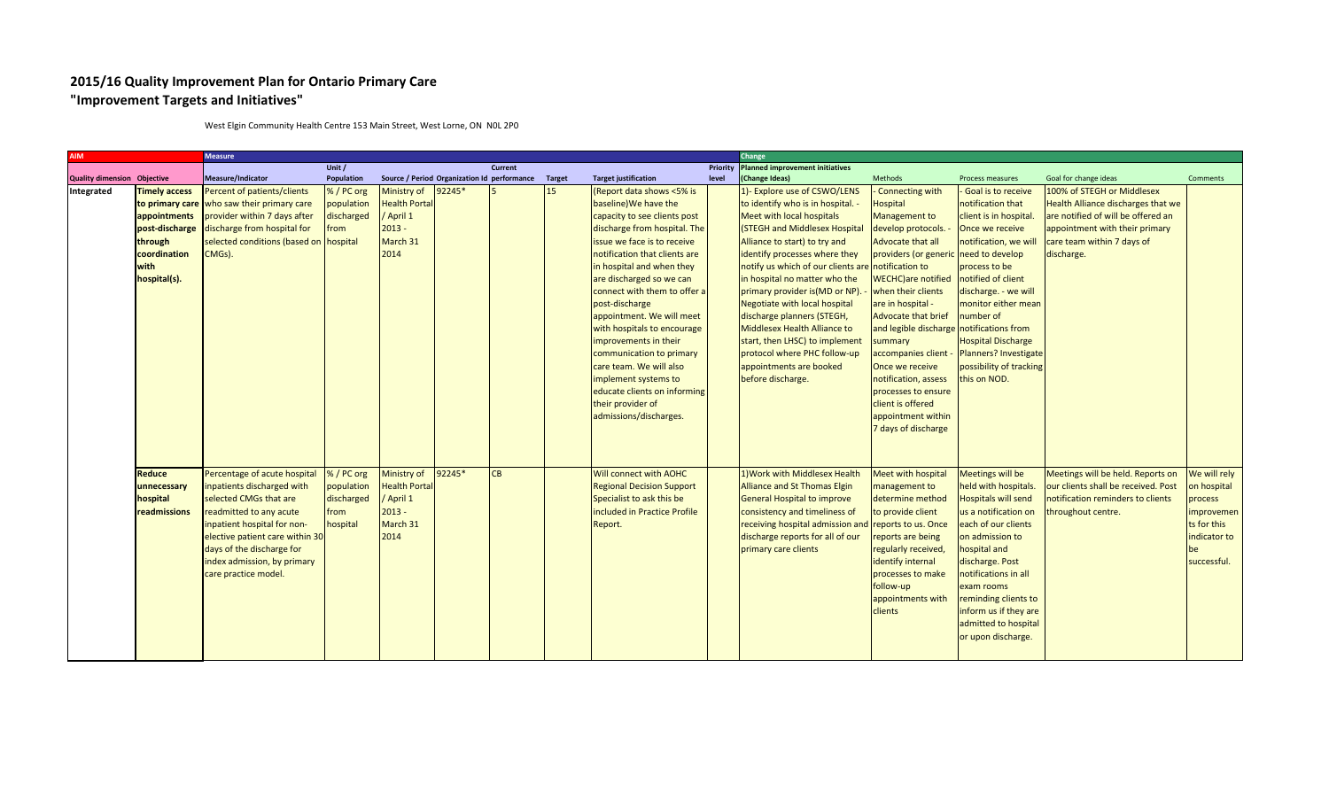# 2015/16 Quality Improvement Plan for Ontario Primary Care
## "Improvement Targets and Initiatives"

West Elgin Community Health Centre 153 Main Street, West Lorne, ON N0L 2P0

| AIM | | Measure | | | | | | | | Change | | | | |
|---|---|---|---|---|---|---|---|---|---|---|---|---|---|---|
| Quality dimension | Objective | Measure/Indicator | Unit / Population | Source / Period | Organization Id | Current performance | Target | Target justification | Priority level | Planned improvement initiatives (Change Ideas) | Methods | Process measures | Goal for change ideas | Comments |
| Integrated | Timely access to primary care appointments post-discharge through coordination with hospital(s). | Percent of patients/clients who saw their primary care provider within 7 days after discharge from hospital for selected conditions (based on CMGs). | % / PC org population discharged from hospital | Ministry of Health Portal / April 1 2013 - March 31 2014 | 92245* | 5 | 15 | (Report data shows <5% is baseline)We have the capacity to see clients post discharge from hospital. The issue we face is to receive notification that clients are in hospital and when they are discharged so we can connect with them to offer a post-discharge appointment. We will meet with hospitals to encourage improvements in their communication to primary care team. We will also implement systems to educate clients on informing their provider of admissions/discharges. | | 1)- Explore use of CSWO/LENS to identify who is in hospital. - Meet with local hospitals (STEGH and Middlesex Hospital Alliance to start) to try and identify processes where they notify us which of our clients are in hospital no matter who the primary provider is(MD or NP). - Negotiate with local hospital discharge planners (STEGH, Middlesex Health Alliance to start, then LHSC) to implement protocol where PHC follow-up appointments are booked before discharge. | - Connecting with Hospital Management to develop protocols. - Advocate that all providers (or generic notification to WECHC)are notified when their clients are in hospital - Advocate that brief and legible discharge summary accompanies client - Once we receive notification, assess processes to ensure client is offered appointment within 7 days of discharge | - Goal is to receive notification that client is in hospital. - Once we receive notification, we will need to develop process to be notified of client discharge. - we will monitor either mean number of notifications from Hospital Discharge Planners? Investigate possibility of tracking this on NOD. | 100% of STEGH or Middlesex Health Alliance discharges that we are notified of will be offered an appointment with their primary care team within 7 days of discharge. | |
| | Reduce unnecessary hospital readmissions | Percentage of acute hospital inpatients discharged with selected CMGs that are readmitted to any acute inpatient hospital for non-elective patient care within 30 days of the discharge for index admission, by primary care practice model. | % / PC org population discharged from hospital | Ministry of Health Portal / April 1 2013 - March 31 2014 | 92245* | CB | | Will connect with AOHC Regional Decision Support Specialist to ask this be included in Practice Profile Report. | | 1)Work with Middlesex Health Alliance and St Thomas Elgin General Hospital to improve consistency and timeliness of receiving hospital admission and discharge reports for all of our primary care clients | Meet with hospital management to determine method to provide client reports to us. Once reports are being regularly received, identify internal processes to make follow-up appointments with clients | Meetings will be held with hospitals. Hospitals will send us a notification on each of our clients on admission to hospital and discharge. Post notifications in all exam rooms reminding clients to inform us if they are admitted to hospital or upon discharge. | Meetings will be held. Reports on our clients shall be received. Post notification reminders to clients throughout centre. | We will rely on hospital process improvements for this indicator to be successful. |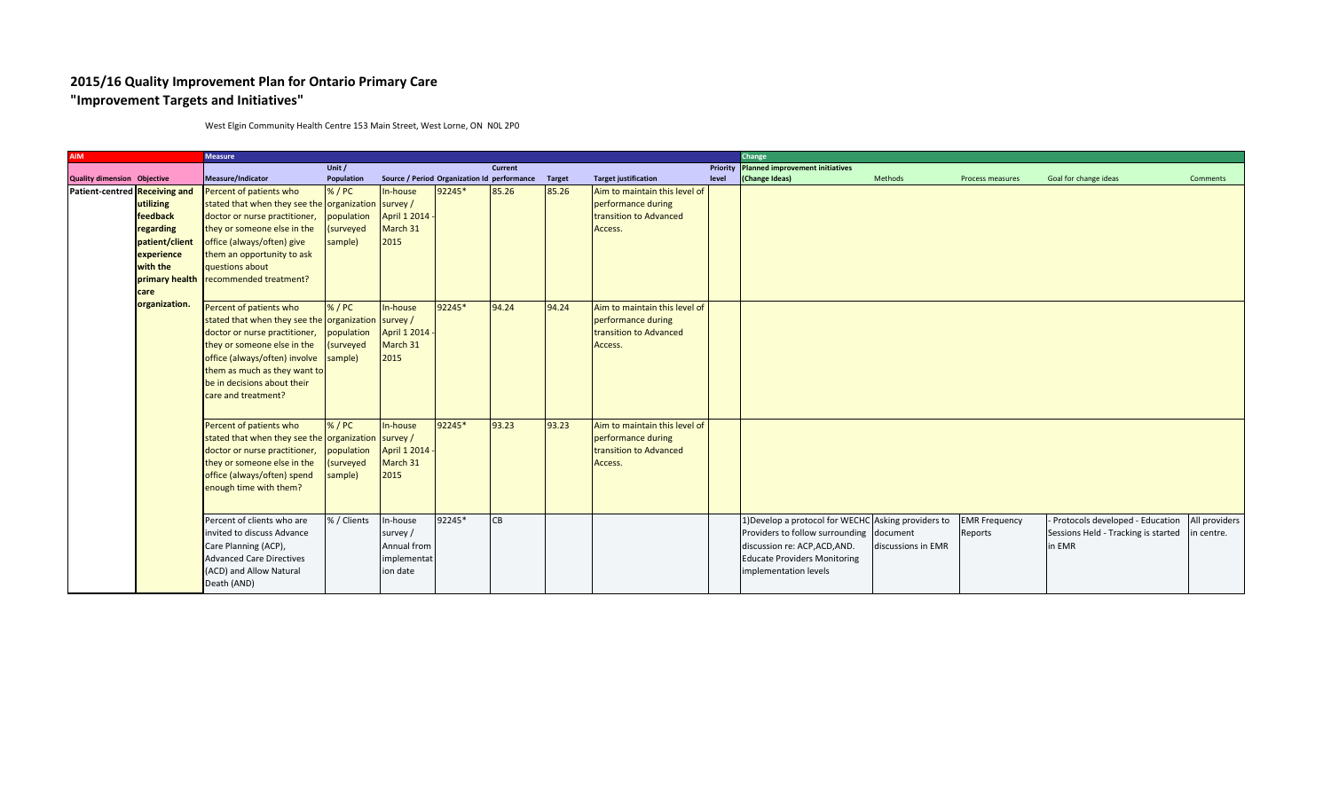# 2015/16 Quality Improvement Plan for Ontario Primary Care
## "Improvement Targets and Initiatives"

West Elgin Community Health Centre 153 Main Street, West Lorne, ON N0L 2P0

| AIM | | Measure | | | | | | | | Change | | | | |
|---|---|---|---|---|---|---|---|---|---|---|---|---|---|---|
| Quality dimension | Objective | Measure/Indicator | Unit / Population | Source / Period | Organization Id | Current performance | Target | Target justification | Priority level | Planned improvement initiatives (Change Ideas) | Methods | Process measures | Goal for change ideas | Comments |
| Patient-centred | Receiving and utilizing feedback regarding patient/client experience with the primary health care organization. | Percent of patients who stated that when they see the doctor or nurse practitioner, they or someone else in the office (always/often) give them an opportunity to ask questions about recommended treatment? | % / PC organization population (surveyed sample) | In-house survey / April 1 2014 - March 31 2015 | 92245* | 85.26 | 85.26 | Aim to maintain this level of performance during transition to Advanced Access. | | | | | | |
| | | Percent of patients who stated that when they see the doctor or nurse practitioner, they or someone else in the office (always/often) involve them as much as they want to be in decisions about their care and treatment? | % / PC organization population (surveyed sample) | In-house survey / April 1 2014 - March 31 2015 | 92245* | 94.24 | 94.24 | Aim to maintain this level of performance during transition to Advanced Access. | | | | | | |
| | | Percent of patients who stated that when they see the doctor or nurse practitioner, they or someone else in the office (always/often) spend enough time with them? | % / PC organization population (surveyed sample) | In-house survey / April 1 2014 - March 31 2015 | 92245* | 93.23 | 93.23 | Aim to maintain this level of performance during transition to Advanced Access. | | | | | | |
| | | Percent of clients who are invited to discuss Advance Care Planning (ACP), Advanced Care Directives (ACD) and Allow Natural Death (AND) | % / Clients | In-house survey / Annual from implementation date | 92245* | CB | | | | 1)Develop a protocol for WECHC Providers to follow surrounding discussion re: ACP,ACD,AND. Educate Providers Monitoring implementation levels | Asking providers to document discussions in EMR | EMR Frequency Reports | - Protocols developed - Education Sessions Held - Tracking is started in EMR | All providers in centre. |